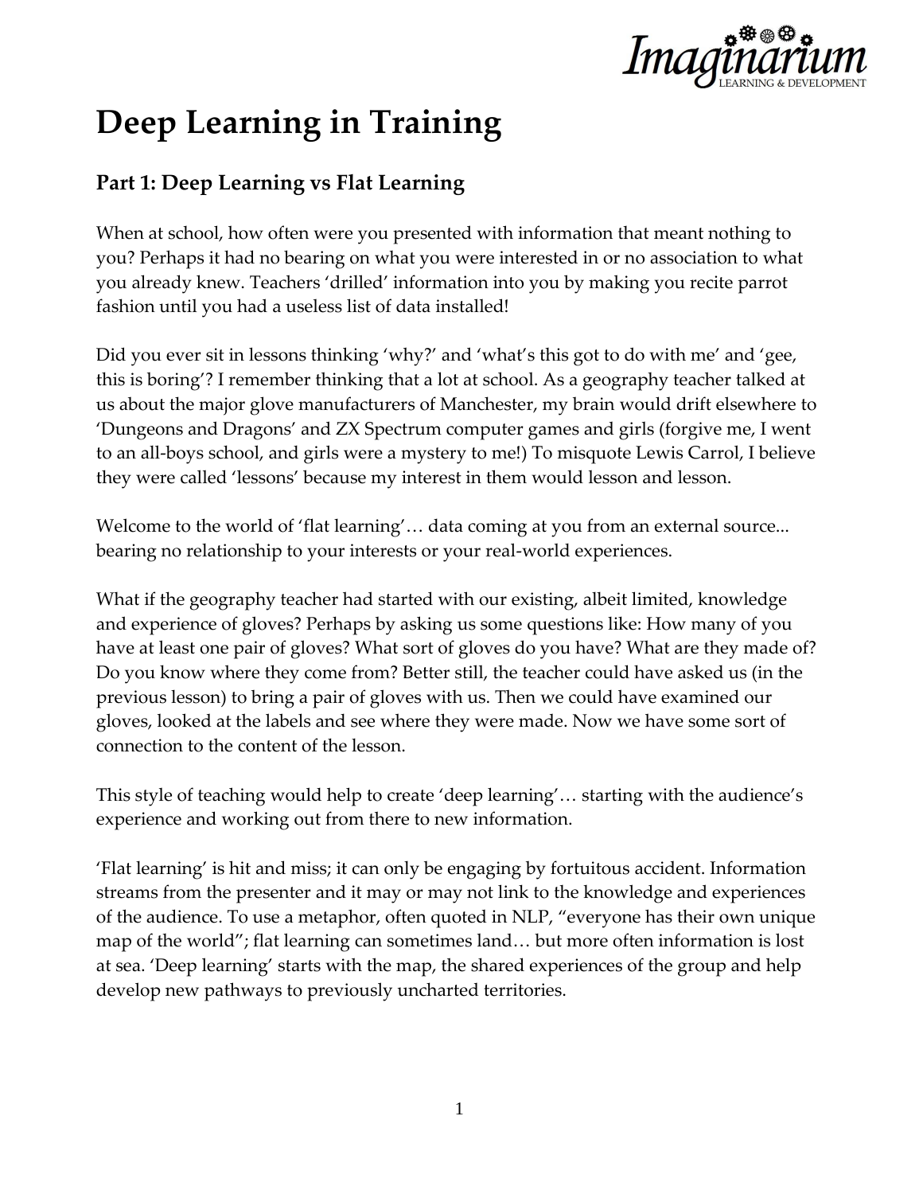# Deep Learning in Training

## Part 1: Deep Learning vs Flat Learning

When at school, how often were you presented with information that meant nothing to you? Perhaps it had no bearing on what you were interested in or no association to what you already knew. Teachers 'drilled' information into you by making you recite parrot fashion until you had a useless list of data installed!

Did you ever sit in lessons thinking 'why?' and 'what's this got to do with me' and 'gee, this is boring'? I remember thinking that a lot at school. As a geography teacher talked at us about the major glove manufacturers of Manchester, my brain would drift elsewhere to 'Dungeons and Dragons' and ZX Spectrum computer games and girls (forgive me, I went to an all-boys school, and girls were a mystery to me!) To misquote Lewis Carrol, I believe they were called 'lessons' because my interest in them would lesson and lesson.

Welcome to the world of 'flat learning'… data coming at you from an external source... bearing no relationship to your interests or your real-world experiences.

What if the geography teacher had started with our existing, albeit limited, knowledge and experience of gloves? Perhaps by asking us some questions like: How many of you have at least one pair of gloves? What sort of gloves do you have? What are they made of? Do you know where they come from? Better still, the teacher could have asked us (in the previous lesson) to bring a pair of gloves with us. Then we could have examined our gloves, looked at the labels and see where they were made. Now we have some sort of connection to the content of the lesson.

This style of teaching would help to create 'deep learning'… starting with the audience's experience and working out from there to new information.

'Flat learning' is hit and miss; it can only be engaging by fortuitous accident. Information streams from the presenter and it may or may not link to the knowledge and experiences of the audience. To use a metaphor, often quoted in NLP, "everyone has their own unique map of the world"; flat learning can sometimes land… but more often information is lost at sea. 'Deep learning' starts with the map, the shared experiences of the group and help develop new pathways to previously uncharted territories.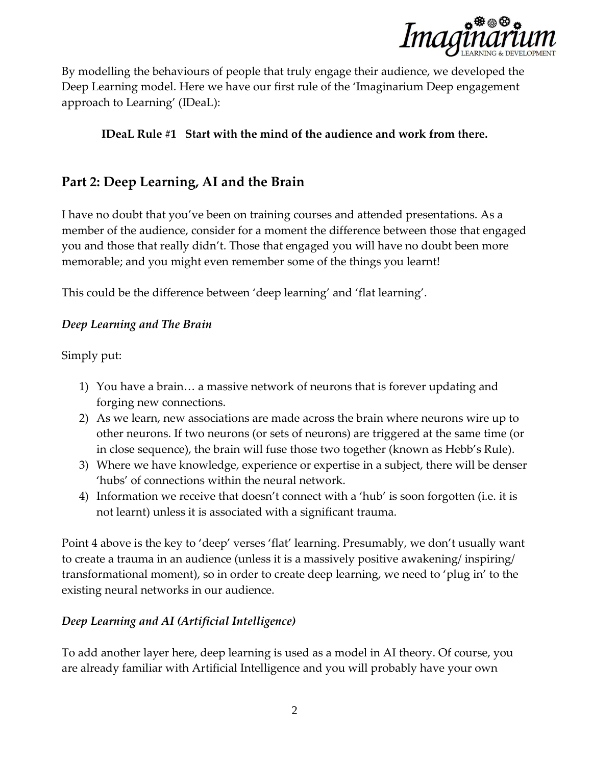By modelling the behaviours of people that truly engage their audience, we developed the Deep Learning model. Here we have our first rule of the 'Imaginarium Deep engagement approach to Learning' (IDeaL):

**IDeaL Rule #1 Start with the mind of the audience and work from there.**

## Part 2: Deep Learning, AI and the Brain

I have no doubt that you've been on training courses and attended presentations. As a member of the audience, consider for a moment the difference between those that engaged you and those that really didn't. Those that engaged you will have no doubt been more memorable; and you might even remember some of the things you learnt!

This could be the difference between 'deep learning' and 'flat learning'.

### *Deep Learning and The Brain*

Simply put:

1) You have a brain… a massive network of neurons that is forever updating and forging new connections.
2) As we learn, new associations are made across the brain where neurons wire up to other neurons. If two neurons (or sets of neurons) are triggered at the same time (or in close sequence), the brain will fuse those two together (known as Hebb's Rule).
3) Where we have knowledge, experience or expertise in a subject, there will be denser 'hubs' of connections within the neural network.
4) Information we receive that doesn't connect with a 'hub' is soon forgotten (i.e. it is not learnt) unless it is associated with a significant trauma.

Point 4 above is the key to 'deep' verses 'flat' learning. Presumably, we don't usually want to create a trauma in an audience (unless it is a massively positive awakening/ inspiring/ transformational moment), so in order to create deep learning, we need to 'plug in' to the existing neural networks in our audience.

### *Deep Learning and AI (Artificial Intelligence)*

To add another layer here, deep learning is used as a model in AI theory. Of course, you are already familiar with Artificial Intelligence and you will probably have your own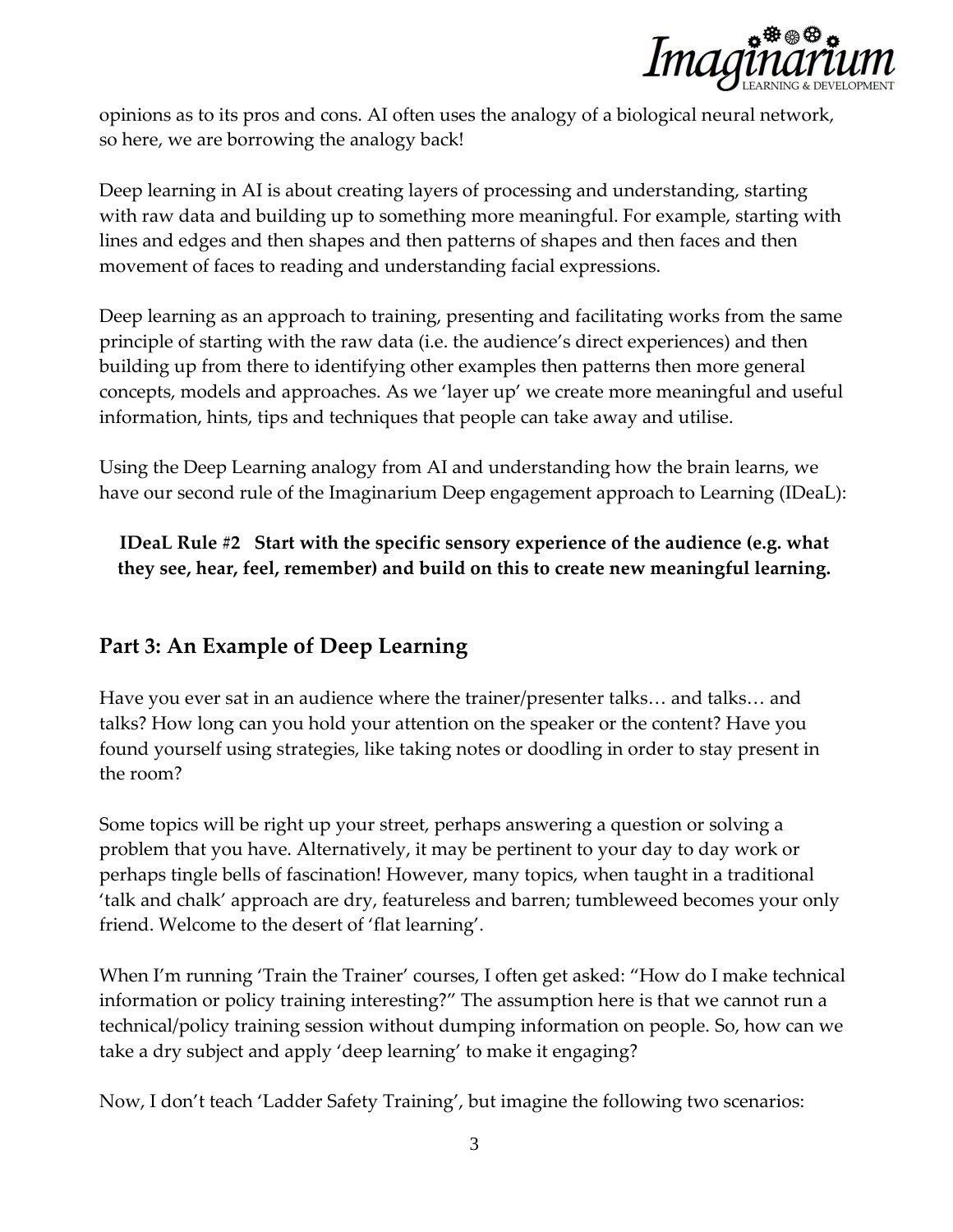opinions as to its pros and cons. AI often uses the analogy of a biological neural network, so here, we are borrowing the analogy back!

Deep learning in AI is about creating layers of processing and understanding, starting with raw data and building up to something more meaningful. For example, starting with lines and edges and then shapes and then patterns of shapes and then faces and then movement of faces to reading and understanding facial expressions.

Deep learning as an approach to training, presenting and facilitating works from the same principle of starting with the raw data (i.e. the audience's direct experiences) and then building up from there to identifying other examples then patterns then more general concepts, models and approaches. As we 'layer up' we create more meaningful and useful information, hints, tips and techniques that people can take away and utilise.

Using the Deep Learning analogy from AI and understanding how the brain learns, we have our second rule of the Imaginarium Deep engagement approach to Learning (IDeaL):

**IDeaL Rule #2 Start with the specific sensory experience of the audience (e.g. what they see, hear, feel, remember) and build on this to create new meaningful learning.**

## Part 3: An Example of Deep Learning

Have you ever sat in an audience where the trainer/presenter talks… and talks… and talks? How long can you hold your attention on the speaker or the content? Have you found yourself using strategies, like taking notes or doodling in order to stay present in the room?

Some topics will be right up your street, perhaps answering a question or solving a problem that you have. Alternatively, it may be pertinent to your day to day work or perhaps tingle bells of fascination! However, many topics, when taught in a traditional 'talk and chalk' approach are dry, featureless and barren; tumbleweed becomes your only friend. Welcome to the desert of 'flat learning'.

When I'm running 'Train the Trainer' courses, I often get asked: "How do I make technical information or policy training interesting?" The assumption here is that we cannot run a technical/policy training session without dumping information on people. So, how can we take a dry subject and apply 'deep learning' to make it engaging?

Now, I don't teach 'Ladder Safety Training', but imagine the following two scenarios: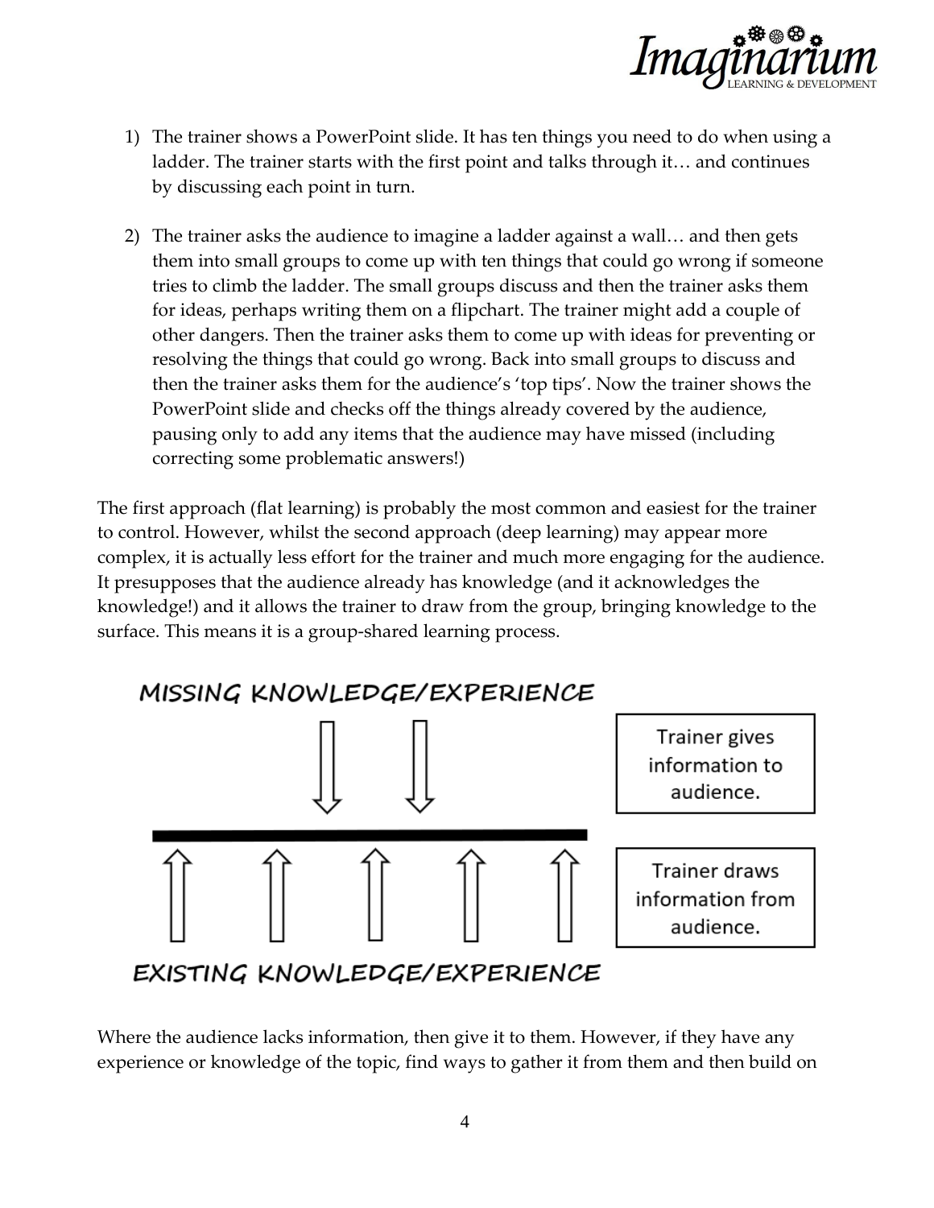1) The trainer shows a PowerPoint slide. It has ten things you need to do when using a ladder. The trainer starts with the first point and talks through it… and continues by discussing each point in turn.

2) The trainer asks the audience to imagine a ladder against a wall… and then gets them into small groups to come up with ten things that could go wrong if someone tries to climb the ladder. The small groups discuss and then the trainer asks them for ideas, perhaps writing them on a flipchart. The trainer might add a couple of other dangers. Then the trainer asks them to come up with ideas for preventing or resolving the things that could go wrong. Back into small groups to discuss and then the trainer asks them for the audience's 'top tips'. Now the trainer shows the PowerPoint slide and checks off the things already covered by the audience, pausing only to add any items that the audience may have missed (including correcting some problematic answers!)

The first approach (flat learning) is probably the most common and easiest for the trainer to control. However, whilst the second approach (deep learning) may appear more complex, it is actually less effort for the trainer and much more engaging for the audience. It presupposes that the audience already has knowledge (and it acknowledges the knowledge!) and it allows the trainer to draw from the group, bringing knowledge to the surface. This means it is a group-shared learning process.

MISSING KNOWLEDGE/EXPERIENCE

Trainer gives information to audience.

Trainer draws information from audience.

EXISTING KNOWLEDGE/EXPERIENCE

Where the audience lacks information, then give it to them. However, if they have any experience or knowledge of the topic, find ways to gather it from them and then build on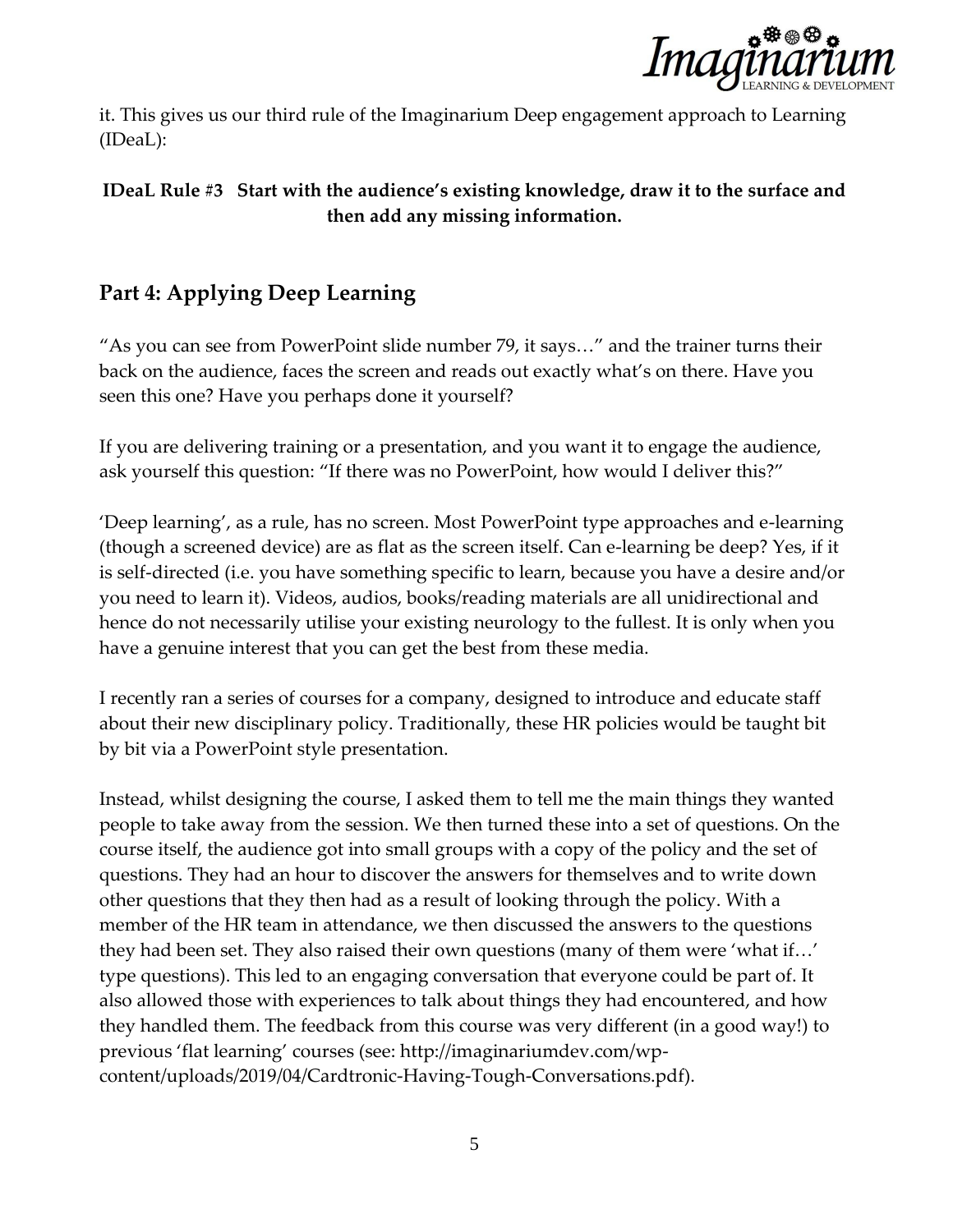it. This gives us our third rule of the Imaginarium Deep engagement approach to Learning (IDeaL):

**IDeaL Rule #3 Start with the audience's existing knowledge, draw it to the surface and then add any missing information.**

## Part 4: Applying Deep Learning

"As you can see from PowerPoint slide number 79, it says…" and the trainer turns their back on the audience, faces the screen and reads out exactly what's on there. Have you seen this one? Have you perhaps done it yourself?

If you are delivering training or a presentation, and you want it to engage the audience, ask yourself this question: "If there was no PowerPoint, how would I deliver this?"

'Deep learning', as a rule, has no screen. Most PowerPoint type approaches and e-learning (though a screened device) are as flat as the screen itself. Can e-learning be deep? Yes, if it is self-directed (i.e. you have something specific to learn, because you have a desire and/or you need to learn it). Videos, audios, books/reading materials are all unidirectional and hence do not necessarily utilise your existing neurology to the fullest. It is only when you have a genuine interest that you can get the best from these media.

I recently ran a series of courses for a company, designed to introduce and educate staff about their new disciplinary policy. Traditionally, these HR policies would be taught bit by bit via a PowerPoint style presentation.

Instead, whilst designing the course, I asked them to tell me the main things they wanted people to take away from the session. We then turned these into a set of questions. On the course itself, the audience got into small groups with a copy of the policy and the set of questions. They had an hour to discover the answers for themselves and to write down other questions that they then had as a result of looking through the policy. With a member of the HR team in attendance, we then discussed the answers to the questions they had been set. They also raised their own questions (many of them were 'what if…' type questions). This led to an engaging conversation that everyone could be part of. It also allowed those with experiences to talk about things they had encountered, and how they handled them. The feedback from this course was very different (in a good way!) to previous 'flat learning' courses (see: http://imaginariumdev.com/wp-content/uploads/2019/04/Cardtronic-Having-Tough-Conversations.pdf).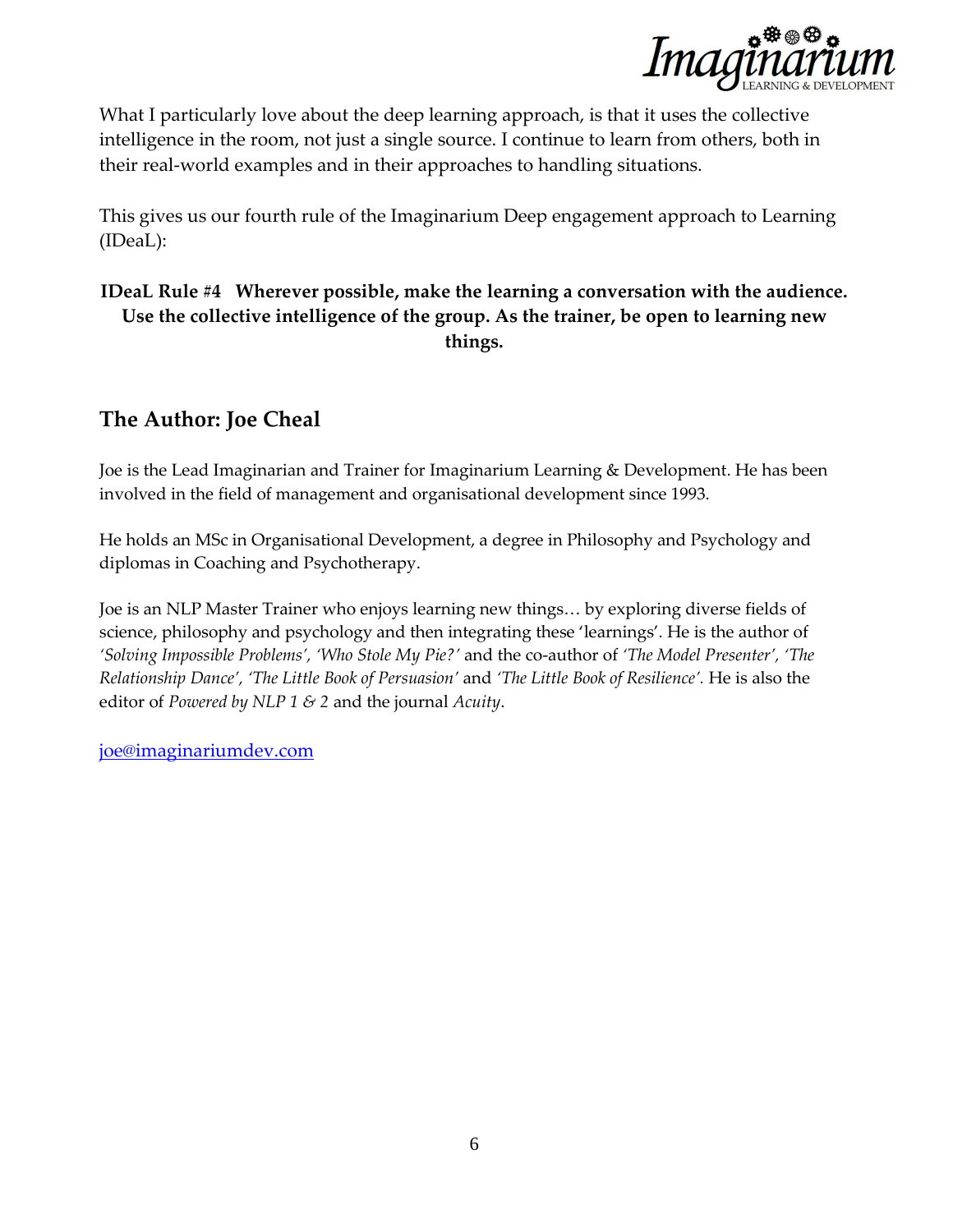What I particularly love about the deep learning approach, is that it uses the collective intelligence in the room, not just a single source. I continue to learn from others, both in their real-world examples and in their approaches to handling situations.

This gives us our fourth rule of the Imaginarium Deep engagement approach to Learning (IDeaL):

**IDeaL Rule #4 Wherever possible, make the learning a conversation with the audience. Use the collective intelligence of the group. As the trainer, be open to learning new things.**

## The Author: Joe Cheal

Joe is the Lead Imaginarian and Trainer for Imaginarium Learning & Development. He has been involved in the field of management and organisational development since 1993.

He holds an MSc in Organisational Development, a degree in Philosophy and Psychology and diplomas in Coaching and Psychotherapy.

Joe is an NLP Master Trainer who enjoys learning new things… by exploring diverse fields of science, philosophy and psychology and then integrating these 'learnings'. He is the author of *'Solving Impossible Problems', 'Who Stole My Pie?'* and the co-author of *'The Model Presenter', 'The Relationship Dance', 'The Little Book of Persuasion'* and *'The Little Book of Resilience'.* He is also the editor of *Powered by NLP 1 & 2* and the journal *Acuity*.

joe@imaginariumdev.com